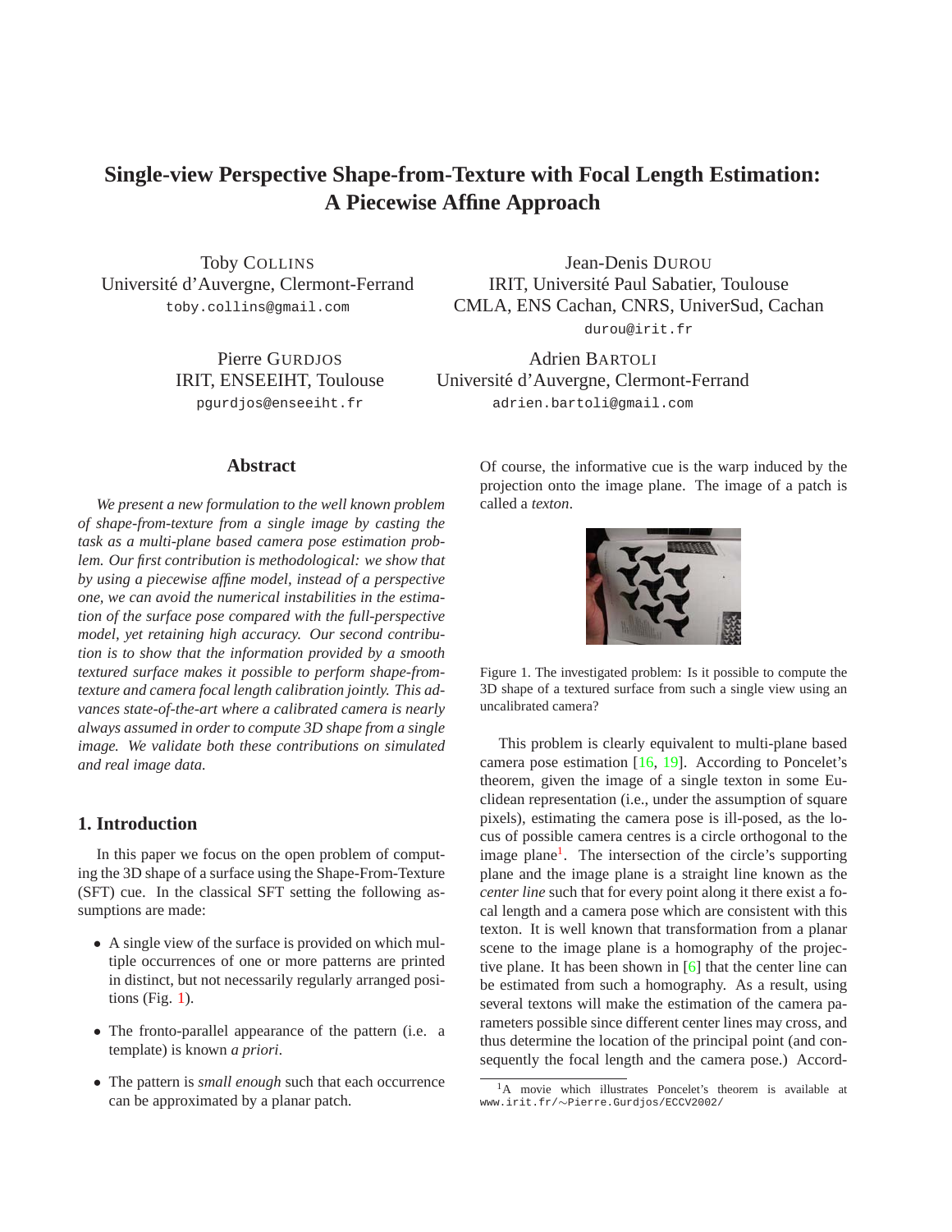# Single-view Perspective Shape-from-Texture with Focal Length Estimation: A Piecewise Affine Approach

Toby COLLINS
Université d'Auvergne, Clermont-Ferrand
toby.collins@gmail.com

Jean-Denis DUROU
IRIT, Université Paul Sabatier, Toulouse
CMLA, ENS Cachan, CNRS, UniverSud, Cachan
durou@irit.fr

Pierre GURDJOS
IRIT, ENSEEIHT, Toulouse
pgurdjos@enseeiht.fr

Adrien BARTOLI
Université d'Auvergne, Clermont-Ferrand
adrien.bartoli@gmail.com

## Abstract

*We present a new formulation to the well known problem of shape-from-texture from a single image by casting the task as a multi-plane based camera pose estimation problem. Our first contribution is methodological: we show that by using a piecewise affine model, instead of a perspective one, we can avoid the numerical instabilities in the estimation of the surface pose compared with the full-perspective model, yet retaining high accuracy. Our second contribution is to show that the information provided by a smooth textured surface makes it possible to perform shape-from-texture and camera focal length calibration jointly. This advances state-of-the-art where a calibrated camera is nearly always assumed in order to compute 3D shape from a single image. We validate both these contributions on simulated and real image data.*

## 1. Introduction

In this paper we focus on the open problem of computing the 3D shape of a surface using the Shape-From-Texture (SFT) cue. In the classical SFT setting the following assumptions are made:

- A single view of the surface is provided on which multiple occurrences of one or more patterns are printed in distinct, but not necessarily regularly arranged positions (Fig. 1).
- The fronto-parallel appearance of the pattern (i.e. a template) is known *a priori*.
- The pattern is *small enough* such that each occurrence can be approximated by a planar patch.

Of course, the informative cue is the warp induced by the projection onto the image plane. The image of a patch is called a *texton*.

Figure 1. The investigated problem: Is it possible to compute the 3D shape of a textured surface from such a single view using an uncalibrated camera?

This problem is clearly equivalent to multi-plane based camera pose estimation [16, 19]. According to Poncelet's theorem, given the image of a single texton in some Euclidean representation (i.e., under the assumption of square pixels), estimating the camera pose is ill-posed, as the locus of possible camera centres is a circle orthogonal to the image plane[1]. The intersection of the circle's supporting plane and the image plane is a straight line known as the *center line* such that for every point along it there exist a focal length and a camera pose which are consistent with this texton. It is well known that transformation from a planar scene to the image plane is a homography of the projective plane. It has been shown in [6] that the center line can be estimated from such a homography. As a result, using several textons will make the estimation of the camera parameters possible since different center lines may cross, and thus determine the location of the principal point (and consequently the focal length and the camera pose.) Accord-

[1] A movie which illustrates Poncelet's theorem is available at www.irit.fr/∼Pierre.Gurdjos/ECCV2002/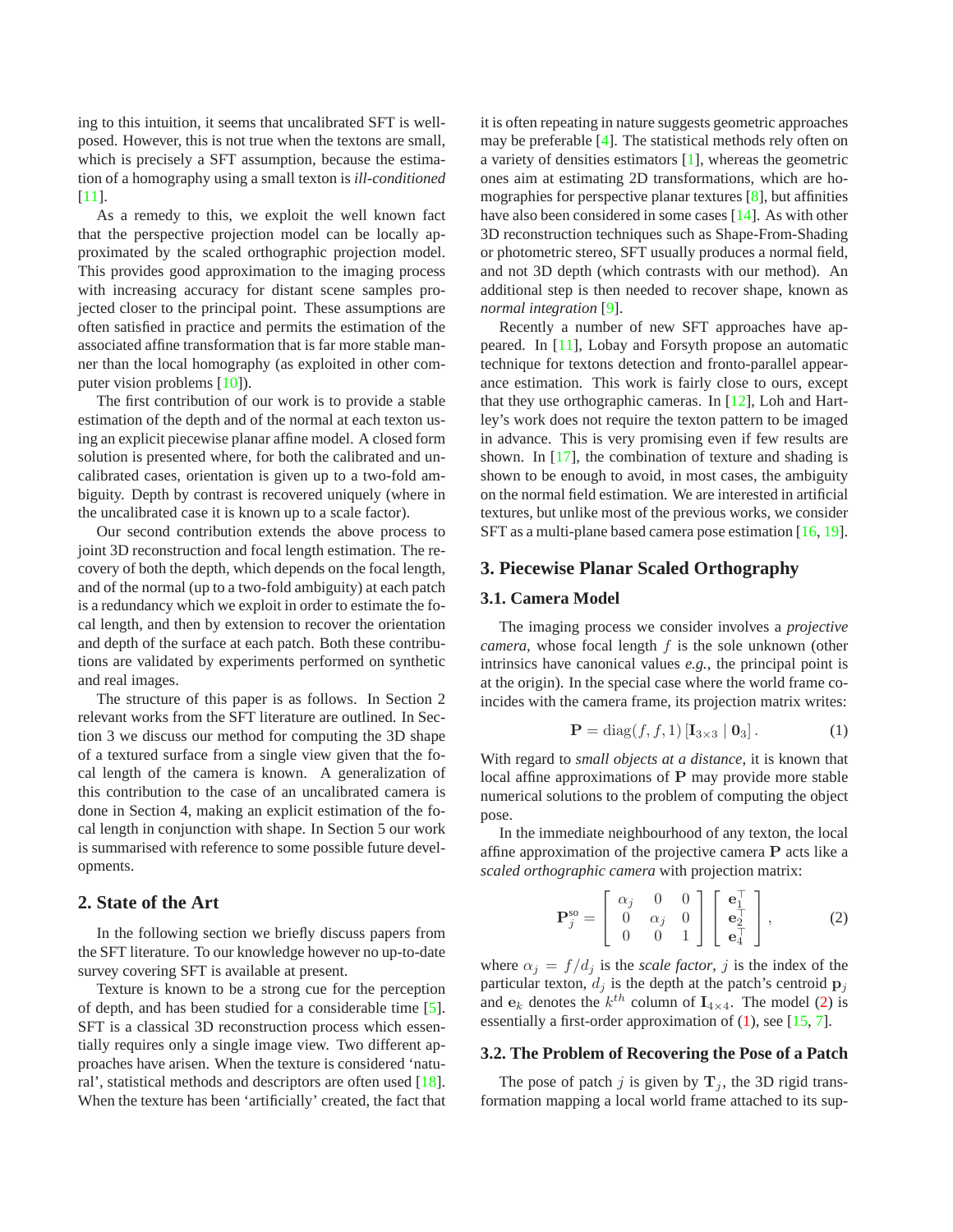ing to this intuition, it seems that uncalibrated SFT is well-posed. However, this is not true when the textons are small, which is precisely a SFT assumption, because the estimation of a homography using a small texton is *ill-conditioned* [11].

As a remedy to this, we exploit the well known fact that the perspective projection model can be locally approximated by the scaled orthographic projection model. This provides good approximation to the imaging process with increasing accuracy for distant scene samples projected closer to the principal point. These assumptions are often satisfied in practice and permits the estimation of the associated affine transformation that is far more stable manner than the local homography (as exploited in other computer vision problems [10]).

The first contribution of our work is to provide a stable estimation of the depth and of the normal at each texton using an explicit piecewise planar affine model. A closed form solution is presented where, for both the calibrated and uncalibrated cases, orientation is given up to a two-fold ambiguity. Depth by contrast is recovered uniquely (where in the uncalibrated case it is known up to a scale factor).

Our second contribution extends the above process to joint 3D reconstruction and focal length estimation. The recovery of both the depth, which depends on the focal length, and of the normal (up to a two-fold ambiguity) at each patch is a redundancy which we exploit in order to estimate the focal length, and then by extension to recover the orientation and depth of the surface at each patch. Both these contributions are validated by experiments performed on synthetic and real images.

The structure of this paper is as follows. In Section 2 relevant works from the SFT literature are outlined. In Section 3 we discuss our method for computing the 3D shape of a textured surface from a single view given that the focal length of the camera is known. A generalization of this contribution to the case of an uncalibrated camera is done in Section 4, making an explicit estimation of the focal length in conjunction with shape. In Section 5 our work is summarised with reference to some possible future developments.

## 2. State of the Art

In the following section we briefly discuss papers from the SFT literature. To our knowledge however no up-to-date survey covering SFT is available at present.

Texture is known to be a strong cue for the perception of depth, and has been studied for a considerable time [5]. SFT is a classical 3D reconstruction process which essentially requires only a single image view. Two different approaches have arisen. When the texture is considered 'natural', statistical methods and descriptors are often used [18]. When the texture has been 'artificially' created, the fact that it is often repeating in nature suggests geometric approaches may be preferable [4]. The statistical methods rely often on a variety of densities estimators [1], whereas the geometric ones aim at estimating 2D transformations, which are homographies for perspective planar textures [8], but affinities have also been considered in some cases [14]. As with other 3D reconstruction techniques such as Shape-From-Shading or photometric stereo, SFT usually produces a normal field, and not 3D depth (which contrasts with our method). An additional step is then needed to recover shape, known as *normal integration* [9].

Recently a number of new SFT approaches have appeared. In [11], Lobay and Forsyth propose an automatic technique for textons detection and fronto-parallel appearance estimation. This work is fairly close to ours, except that they use orthographic cameras. In [12], Loh and Hartley's work does not require the texton pattern to be imaged in advance. This is very promising even if few results are shown. In [17], the combination of texture and shading is shown to be enough to avoid, in most cases, the ambiguity on the normal field estimation. We are interested in artificial textures, but unlike most of the previous works, we consider SFT as a multi-plane based camera pose estimation [16, 19].

## 3. Piecewise Planar Scaled Orthography

### 3.1. Camera Model

The imaging process we consider involves a *projective camera*, whose focal length $f$ is the sole unknown (other intrinsics have canonical values *e.g.*, the principal point is at the origin). In the special case where the world frame coincides with the camera frame, its projection matrix writes:

$$\mathbf{P} = \operatorname{diag}(f, f, 1) \left[ \mathbf{I}_{3\times 3} \mid \mathbf{0}_3 \right]. \tag{1}$$

With regard to *small objects at a distance*, it is known that local affine approximations of $\mathbf{P}$ may provide more stable numerical solutions to the problem of computing the object pose.

In the immediate neighbourhood of any texton, the local affine approximation of the projective camera $\mathbf{P}$ acts like a *scaled orthographic camera* with projection matrix:

$$\mathbf{P}_j^{\text{so}} = \begin{bmatrix} \alpha_j & 0 & 0 \\ 0 & \alpha_j & 0 \\ 0 & 0 & 1 \end{bmatrix} \begin{bmatrix} \mathbf{e}_1^\top \\ \mathbf{e}_2^\top \\ \mathbf{e}_4^\top \end{bmatrix}, \tag{2}$$

where $\alpha_j = f/d_j$ is the *scale factor*, $j$ is the index of the particular texton, $d_j$ is the depth at the patch's centroid $\mathbf{p}_j$ and $\mathbf{e}_k$ denotes the $k^{th}$ column of $\mathbf{I}_{4\times 4}$. The model (2) is essentially a first-order approximation of (1), see [15, 7].

### 3.2. The Problem of Recovering the Pose of a Patch

The pose of patch $j$ is given by $\mathbf{T}_j$, the 3D rigid transformation mapping a local world frame attached to its sup-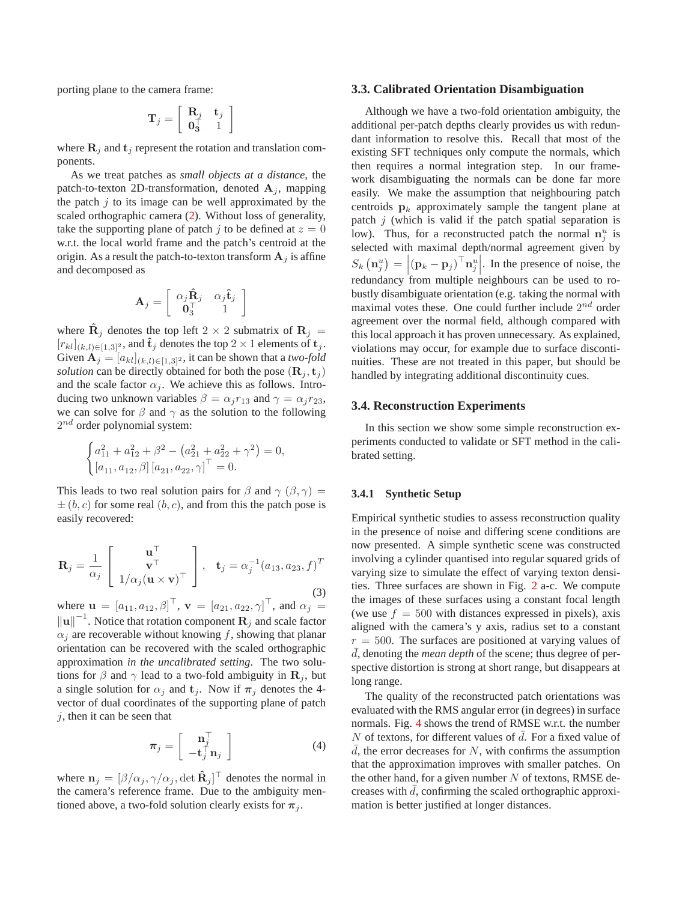porting plane to the camera frame:

$$\mathbf{T}_j = \left[ \begin{array}{cc} \mathbf{R}_j & \mathbf{t}_j \\ \mathbf{0}_3^\top & 1 \end{array} \right]$$

where $\mathbf{R}_j$ and $\mathbf{t}_j$ represent the rotation and translation components.

As we treat patches as *small objects at a distance*, the patch-to-texton 2D-transformation, denoted $\mathbf{A}_j$, mapping the patch $j$ to its image can be well approximated by the scaled orthographic camera (2). Without loss of generality, take the supporting plane of patch $j$ to be defined at $z = 0$ w.r.t. the local world frame and the patch's centroid at the origin. As a result the patch-to-texton transform $\mathbf{A}_j$ is affine and decomposed as

$$\mathbf{A}_j = \left[ \begin{array}{cc} \alpha_j \hat{\mathbf{R}}_j & \alpha_j \hat{\mathbf{t}}_j \\ \mathbf{0}_3^\top & 1 \end{array} \right]$$

where $\hat{\mathbf{R}}_j$ denotes the top left $2 \times 2$ submatrix of $\mathbf{R}_j = [r_{kl}]_{(k,l) \in [1,3]^2}$, and $\hat{\mathbf{t}}_j$ denotes the top $2 \times 1$ elements of $\mathbf{t}_j$. Given $\mathbf{A}_j = [a_{kl}]_{(k,l) \in [1,3]^2}$, it can be shown that a *two-fold solution* can be directly obtained for both the pose $(\mathbf{R}_j, \mathbf{t}_j)$ and the scale factor $\alpha_j$. We achieve this as follows. Introducing two unknown variables $\beta = \alpha_j r_{13}$ and $\gamma = \alpha_j r_{23}$, we can solve for $\beta$ and $\gamma$ as the solution to the following $2^{nd}$ order polynomial system:

$$\begin{cases} a_{11}^2 + a_{12}^2 + \beta^2 - \left( a_{21}^2 + a_{22}^2 + \gamma^2 \right) = 0, \\ [a_{11}, a_{12}, \beta] \, [a_{21}, a_{22}, \gamma]^\top = 0. \end{cases}$$

This leads to two real solution pairs for $\beta$ and $\gamma$ $(\beta, \gamma) = \pm (b, c)$ for some real $(b, c)$, and from this the patch pose is easily recovered:

$$\mathbf{R}_j = \frac{1}{\alpha_j} \left[ \begin{array}{c} \mathbf{u}^\top \\ \mathbf{v}^\top \\ 1/\alpha_j (\mathbf{u} \times \mathbf{v})^\top \end{array} \right], \quad \mathbf{t}_j = \alpha_j^{-1} (a_{13}, a_{23}, f)^T \tag{3}$$

where $\mathbf{u} = [a_{11}, a_{12}, \beta]^\top$, $\mathbf{v} = [a_{21}, a_{22}, \gamma]^\top$, and $\alpha_j = \|\mathbf{u}\|^{-1}$. Notice that rotation component $\mathbf{R}_j$ and scale factor $\alpha_j$ are recoverable without knowing $f$, showing that planar orientation can be recovered with the scaled orthographic approximation *in the uncalibrated setting*. The two solutions for $\beta$ and $\gamma$ lead to a two-fold ambiguity in $\mathbf{R}_j$, but a single solution for $\alpha_j$ and $\mathbf{t}_j$. Now if $\boldsymbol{\pi}_j$ denotes the 4-vector of dual coordinates of the supporting plane of patch $j$, then it can be seen that

$$\boldsymbol{\pi}_j = \left[ \begin{array}{c} \mathbf{n}_j^\top \\ -\mathbf{t}_j^\top \mathbf{n}_j \end{array} \right] \tag{4}$$

where $\mathbf{n}_j = [\beta/\alpha_j, \gamma/\alpha_j, \det \hat{\mathbf{R}}_j]^\top$ denotes the normal in the camera's reference frame. Due to the ambiguity mentioned above, a two-fold solution clearly exists for $\boldsymbol{\pi}_j$.

### 3.3. Calibrated Orientation Disambiguation

Although we have a two-fold orientation ambiguity, the additional per-patch depths clearly provides us with redundant information to resolve this. Recall that most of the existing SFT techniques only compute the normals, which then requires a normal integration step. In our framework disambiguating the normals can be done far more easily. We make the assumption that neighbouring patch centroids $\mathbf{p}_k$ approximately sample the tangent plane at patch $j$ (which is valid if the patch spatial separation is low). Thus, for a reconstructed patch the normal $\mathbf{n}_j^u$ is selected with maximal depth/normal agreement given by $S_k\left(\mathbf{n}_j^u\right) = \left| (\mathbf{p}_k - \mathbf{p}_j)^\top \mathbf{n}_j^u \right|$. In the presence of noise, the redundancy from multiple neighbours can be used to robustly disambiguate orientation (e.g. taking the normal with maximal votes these. One could further include $2^{nd}$ order agreement over the normal field, although compared with this local approach it has proven unnecessary. As explained, violations may occur, for example due to surface discontinuities. These are not treated in this paper, but should be handled by integrating additional discontinuity cues.

### 3.4. Reconstruction Experiments

In this section we show some simple reconstruction experiments conducted to validate or SFT method in the calibrated setting.

#### 3.4.1 Synthetic Setup

Empirical synthetic studies to assess reconstruction quality in the presence of noise and differing scene conditions are now presented. A simple synthetic scene was constructed involving a cylinder quantised into regular squared grids of varying size to simulate the effect of varying texton densities. Three surfaces are shown in Fig. 2 a-c. We compute the images of these surfaces using a constant focal length (we use $f = 500$ with distances expressed in pixels), axis aligned with the camera's y axis, radius set to a constant $r = 500$. The surfaces are positioned at varying values of $\bar{d}$, denoting the *mean depth* of the scene; thus degree of perspective distortion is strong at short range, but disappears at long range.

The quality of the reconstructed patch orientations was evaluated with the RMS angular error (in degrees) in surface normals. Fig. 4 shows the trend of RMSE w.r.t. the number $N$ of textons, for different values of $\bar{d}$. For a fixed value of $\bar{d}$, the error decreases for $N$, with confirms the assumption that the approximation improves with smaller patches. On the other hand, for a given number $N$ of textons, RMSE decreases with $\bar{d}$, confirming the scaled orthographic approximation is better justified at longer distances.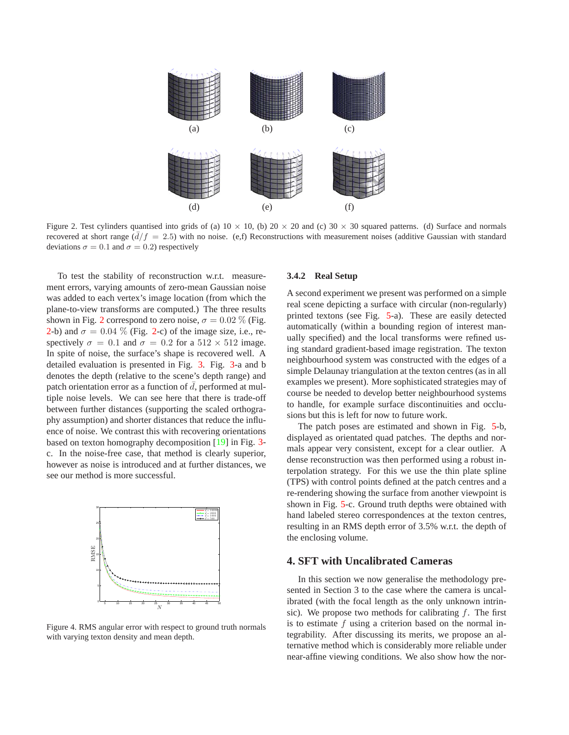Figure 2. Test cylinders quantised into grids of (a) $10 \times 10$, (b) $20 \times 20$ and (c) $30 \times 30$ squared patterns. (d) Surface and normals recovered at short range ($\bar{d}/f = 2.5$) with no noise. (e,f) Reconstructions with measurement noises (additive Gaussian with standard deviations $\sigma = 0.1$ and $\sigma = 0.2$) respectively

To test the stability of reconstruction w.r.t. measurement errors, varying amounts of zero-mean Gaussian noise was added to each vertex's image location (from which the plane-to-view transforms are computed.) The three results shown in Fig. 2 correspond to zero noise, $\sigma = 0.02$ % (Fig. 2-b) and $\sigma = 0.04$ % (Fig. 2-c) of the image size, i.e., respectively $\sigma = 0.1$ and $\sigma = 0.2$ for a $512 \times 512$ image. In spite of noise, the surface's shape is recovered well. A detailed evaluation is presented in Fig. 3. Fig. 3-a and b denotes the depth (relative to the scene's depth range) and patch orientation error as a function of $\bar{d}$, performed at multiple noise levels. We can see here that there is trade-off between further distances (supporting the scaled orthography assumption) and shorter distances that reduce the influence of noise. We contrast this with recovering orientations based on texton homography decomposition [19] in Fig. 3-c. In the noise-free case, that method is clearly superior, however as noise is introduced and at further distances, we see our method is more successful.

Figure 4. RMS angular error with respect to ground truth normals with varying texton density and mean depth.

#### 3.4.2 Real Setup

A second experiment we present was performed on a simple real scene depicting a surface with circular (non-regularly) printed textons (see Fig. 5-a). These are easily detected automatically (within a bounding region of interest manually specified) and the local transforms were refined using standard gradient-based image registration. The texton neighbourhood system was constructed with the edges of a simple Delaunay triangulation at the texton centres (as in all examples we present). More sophisticated strategies may of course be needed to develop better neighbourhood systems to handle, for example surface discontinuities and occlusions but this is left for now to future work.

The patch poses are estimated and shown in Fig. 5-b, displayed as orientated quad patches. The depths and normals appear very consistent, except for a clear outlier. A dense reconstruction was then performed using a robust interpolation strategy. For this we use the thin plate spline (TPS) with control points defined at the patch centres and a re-rendering showing the surface from another viewpoint is shown in Fig. 5-c. Ground truth depths were obtained with hand labeled stereo correspondences at the texton centres, resulting in an RMS depth error of 3.5% w.r.t. the depth of the enclosing volume.

## 4. SFT with Uncalibrated Cameras

In this section we now generalise the methodology presented in Section 3 to the case where the camera is uncalibrated (with the focal length as the only unknown intrinsic). We propose two methods for calibrating $f$. The first is to estimate $f$ using a criterion based on the normal integrability. After discussing its merits, we propose an alternative method which is considerably more reliable under near-affine viewing conditions. We also show how the nor-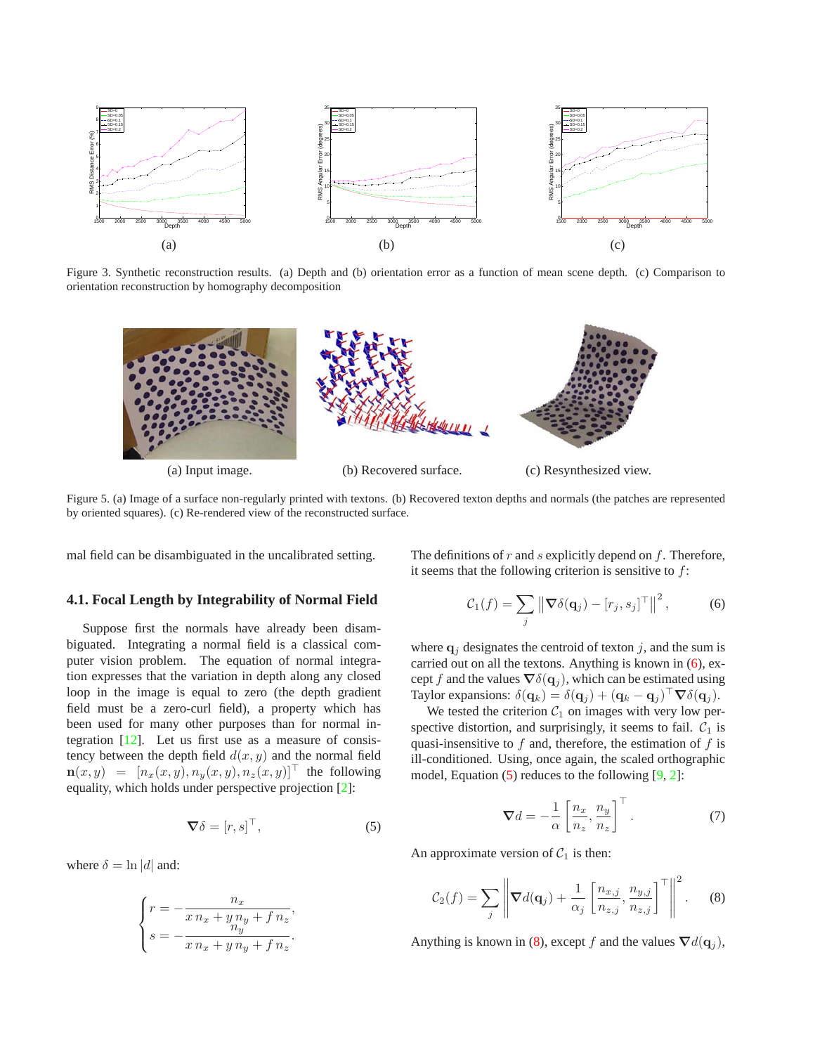Figure 3. Synthetic reconstruction results. (a) Depth and (b) orientation error as a function of mean scene depth. (c) Comparison to orientation reconstruction by homography decomposition

(a) Input image. (b) Recovered surface. (c) Resynthesized view.

Figure 5. (a) Image of a surface non-regularly printed with textons. (b) Recovered texton depths and normals (the patches are represented by oriented squares). (c) Re-rendered view of the reconstructed surface.

mal field can be disambiguated in the uncalibrated setting.

### 4.1. Focal Length by Integrability of Normal Field

Suppose first the normals have already been disambiguated. Integrating a normal field is a classical computer vision problem. The equation of normal integration expresses that the variation in depth along any closed loop in the image is equal to zero (the depth gradient field must be a zero-curl field), a property which has been used for many other purposes than for normal integration [12]. Let us first use as a measure of consistency between the depth field $d(x, y)$ and the normal field $\mathbf{n}(x, y) = [n_x(x, y), n_y(x, y), n_z(x, y)]^\top$ the following equality, which holds under perspective projection [2]:

$$\boldsymbol{\nabla}\delta = [r, s]^\top, \tag{5}$$

where $\delta = \ln |d|$ and:

$$\begin{cases} r = -\dfrac{n_x}{x\, n_x + y\, n_y + f\, n_z}, \\ s = -\dfrac{n_y}{x\, n_x + y\, n_y + f\, n_z}. \end{cases}$$

The definitions of $r$ and $s$ explicitly depend on $f$. Therefore, it seems that the following criterion is sensitive to $f$:

$$\mathcal{C}_1(f) = \sum_j \left\| \boldsymbol{\nabla}\delta(\mathbf{q}_j) - [r_j, s_j]^\top \right\|^2, \tag{6}$$

where $\mathbf{q}_j$ designates the centroid of texton $j$, and the sum is carried out on all the textons. Anything is known in (6), except $f$ and the values $\boldsymbol{\nabla}\delta(\mathbf{q}_j)$, which can be estimated using Taylor expansions: $\delta(\mathbf{q}_k) = \delta(\mathbf{q}_j) + (\mathbf{q}_k - \mathbf{q}_j)^\top \boldsymbol{\nabla}\delta(\mathbf{q}_j)$.

We tested the criterion $\mathcal{C}_1$ on images with very low perspective distortion, and surprisingly, it seems to fail. $\mathcal{C}_1$ is quasi-insensitive to $f$ and, therefore, the estimation of $f$ is ill-conditioned. Using, once again, the scaled orthographic model, Equation (5) reduces to the following [9, 2]:

$$\boldsymbol{\nabla} d = -\frac{1}{\alpha} \left[ \frac{n_x}{n_z}, \frac{n_y}{n_z} \right]^\top. \tag{7}$$

An approximate version of $\mathcal{C}_1$ is then:

$$\mathcal{C}_2(f) = \sum_j \left\| \boldsymbol{\nabla} d(\mathbf{q}_j) + \frac{1}{\alpha_j} \left[ \frac{n_{x,j}}{n_{z,j}}, \frac{n_{y,j}}{n_{z,j}} \right]^\top \right\|^2. \tag{8}$$

Anything is known in (8), except $f$ and the values $\boldsymbol{\nabla} d(\mathbf{q}_j)$,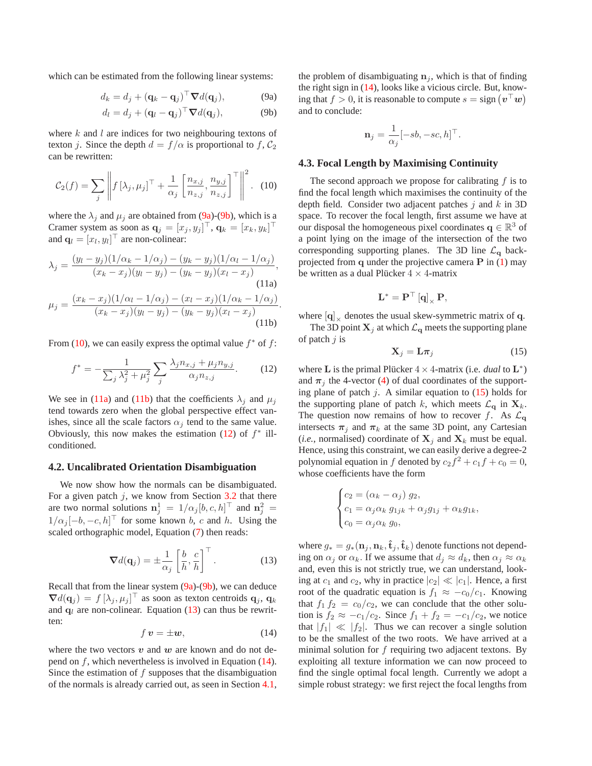which can be estimated from the following linear systems:

$$d_k = d_j + (\mathbf{q}_k - \mathbf{q}_j)^\top \boldsymbol{\nabla} d(\mathbf{q}_j), \tag{9a}$$

$$d_l = d_j + (\mathbf{q}_l - \mathbf{q}_j)^\top \boldsymbol{\nabla} d(\mathbf{q}_j), \tag{9b}$$

where $k$ and $l$ are indices for two neighbouring textons of texton $j$. Since the depth $d = f/\alpha$ is proportional to $f$, $\mathcal{C}_2$ can be rewritten:

$$\mathcal{C}_2(f) = \sum_j \left\| f\left[\lambda_j, \mu_j\right]^\top + \frac{1}{\alpha_j}\left[\frac{n_{x,j}}{n_{z,j}}, \frac{n_{y,j}}{n_{z,j}}\right]^\top \right\|^2. \tag{10}$$

where the $\lambda_j$ and $\mu_j$ are obtained from (9a)-(9b), which is a Cramer system as soon as $\mathbf{q}_j = [x_j, y_j]^\top$, $\mathbf{q}_k = [x_k, y_k]^\top$ and $\mathbf{q}_l = [x_l, y_l]^\top$ are non-colinear:

$$\lambda_j = \frac{(y_l - y_j)(1/\alpha_k - 1/\alpha_j) - (y_k - y_j)(1/\alpha_l - 1/\alpha_j)}{(x_k - x_j)(y_l - y_j) - (y_k - y_j)(x_l - x_j)}, \tag{11a}$$

$$\mu_j = \frac{(x_k - x_j)(1/\alpha_l - 1/\alpha_j) - (x_l - x_j)(1/\alpha_k - 1/\alpha_j)}{(x_k - x_j)(y_l - y_j) - (y_k - y_j)(x_l - x_j)}. \tag{11b}$$

From (10), we can easily express the optimal value $f^*$ of $f$:

$$f^* = -\frac{1}{\sum_j \lambda_j^2 + \mu_j^2} \sum_j \frac{\lambda_j n_{x,j} + \mu_j n_{y,j}}{\alpha_j n_{z,j}}. \tag{12}$$

We see in (11a) and (11b) that the coefficients $\lambda_j$ and $\mu_j$ tend towards zero when the global perspective effect vanishes, since all the scale factors $\alpha_j$ tend to the same value. Obviously, this now makes the estimation (12) of $f^*$ ill-conditioned.

### 4.2. Uncalibrated Orientation Disambiguation

We now show how the normals can be disambiguated. For a given patch $j$, we know from Section 3.2 that there are two normal solutions $\mathbf{n}_j^1 = 1/\alpha_j[b, c, h]^\top$ and $\mathbf{n}_j^2 = 1/\alpha_j[-b, -c, h]^\top$ for some known $b$, $c$ and $h$. Using the scaled orthographic model, Equation (7) then reads:

$$\boldsymbol{\nabla} d(\mathbf{q}_j) = \pm\frac{1}{\alpha_j}\left[\frac{b}{h}, \frac{c}{h}\right]^\top. \tag{13}$$

Recall that from the linear system (9a)-(9b), we can deduce $\boldsymbol{\nabla} d(\mathbf{q}_j) = f\left[\lambda_j, \mu_j\right]^\top$ as soon as texton centroids $\mathbf{q}_j$, $\mathbf{q}_k$ and $\mathbf{q}_l$ are non-colinear. Equation (13) can thus be rewritten:

$$f\,\boldsymbol{v} = \pm\boldsymbol{w}, \tag{14}$$

where the two vectors $\boldsymbol{v}$ and $\boldsymbol{w}$ are known and do not depend on $f$, which nevertheless is involved in Equation (14). Since the estimation of $f$ supposes that the disambiguation of the normals is already carried out, as seen in Section 4.1, the problem of disambiguating $\mathbf{n}_j$, which is that of finding the right sign in (14), looks like a vicious circle. But, knowing that $f > 0$, it is reasonable to compute $s = \text{sign}\left(\boldsymbol{v}^\top\boldsymbol{w}\right)$ and to conclude:

$$\mathbf{n}_j = \frac{1}{\alpha_j}[-sb, -sc, h]^\top.$$

### 4.3. Focal Length by Maximising Continuity

The second approach we propose for calibrating $f$ is to find the focal length which maximises the continuity of the depth field. Consider two adjacent patches $j$ and $k$ in 3D space. To recover the focal length, first assume we have at our disposal the homogeneous pixel coordinates $\mathbf{q} \in \mathbb{R}^3$ of a point lying on the image of the intersection of the two corresponding supporting planes. The 3D line $\mathcal{L}_\mathbf{q}$ back-projected from $\mathbf{q}$ under the projective camera $\mathbf{P}$ in (1) may be written as a dual Plücker $4 \times 4$-matrix

$$\mathbf{L}^* = \mathbf{P}^\top \left[\mathbf{q}\right]_\times \mathbf{P},$$

where $\left[\mathbf{q}\right]_\times$ denotes the usual skew-symmetric matrix of $\mathbf{q}$.

The 3D point $\mathbf{X}_j$ at which $\mathcal{L}_\mathbf{q}$ meets the supporting plane of patch $j$ is

$$\mathbf{X}_j = \mathbf{L}\boldsymbol{\pi}_j \tag{15}$$

where $\mathbf{L}$ is the primal Plücker $4 \times 4$-matrix (i.e. *dual* to $\mathbf{L}^*$) and $\boldsymbol{\pi}_j$ the 4-vector (4) of dual coordinates of the supporting plane of patch $j$. A similar equation to (15) holds for the supporting plane of patch $k$, which meets $\mathcal{L}_\mathbf{q}$ in $\mathbf{X}_k$. The question now remains of how to recover $f$. As $\mathcal{L}_\mathbf{q}$ intersects $\boldsymbol{\pi}_j$ and $\boldsymbol{\pi}_k$ at the same 3D point, any Cartesian (*i.e.*, normalised) coordinate of $\mathbf{X}_j$ and $\mathbf{X}_k$ must be equal. Hence, using this constraint, we can easily derive a degree-2 polynomial equation in $f$ denoted by $c_2 f^2 + c_1 f + c_0 = 0$, whose coefficients have the form

$$\begin{cases} c_2 = (\alpha_k - \alpha_j)\; g_2, \\ c_1 = \alpha_j\alpha_k\; g_{1jk} + \alpha_j g_{1j} + \alpha_k g_{1k}, \\ c_0 = \alpha_j\alpha_k\; g_0, \end{cases}$$

where $g_* = g_*(\mathbf{n}_j, \mathbf{n}_k, \hat{\mathbf{t}}_j, \hat{\mathbf{t}}_k)$ denote functions not depending on $\alpha_j$ or $\alpha_k$. If we assume that $d_j \approx d_k$, then $\alpha_j \approx \alpha_k$ and, even this is not strictly true, we can understand, looking at $c_1$ and $c_2$, why in practice $|c_2| \ll |c_1|$. Hence, a first root of the quadratic equation is $f_1 \approx -c_0/c_1$. Knowing that $f_1\, f_2 = c_0/c_2$, we can conclude that the other solution is $f_2 \approx -c_1/c_2$. Since $f_1 + f_2 = -c_1/c_2$, we notice that $|f_1| \ll |f_2|$. Thus we can recover a single solution to be the smallest of the two roots. We have arrived at a minimal solution for $f$ requiring two adjacent textons. By exploiting all texture information we can now proceed to find the single optimal focal length. Currently we adopt a simple robust strategy: we first reject the focal lengths from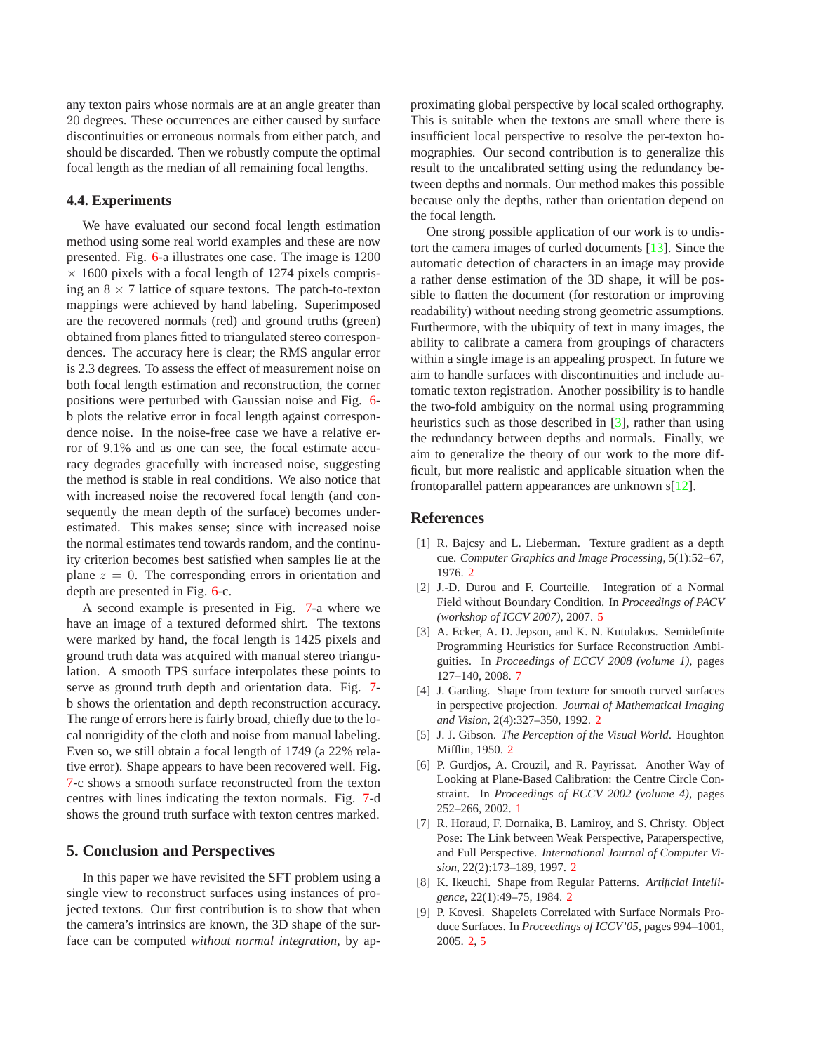any texton pairs whose normals are at an angle greater than $20$ degrees. These occurrences are either caused by surface discontinuities or erroneous normals from either patch, and should be discarded. Then we robustly compute the optimal focal length as the median of all remaining focal lengths.

### 4.4. Experiments

We have evaluated our second focal length estimation method using some real world examples and these are now presented. Fig. 6-a illustrates one case. The image is 1200 $\times$ 1600 pixels with a focal length of 1274 pixels comprising an 8 $\times$ 7 lattice of square textons. The patch-to-texton mappings were achieved by hand labeling. Superimposed are the recovered normals (red) and ground truths (green) obtained from planes fitted to triangulated stereo correspondences. The accuracy here is clear; the RMS angular error is 2.3 degrees. To assess the effect of measurement noise on both focal length estimation and reconstruction, the corner positions were perturbed with Gaussian noise and Fig. 6-b plots the relative error in focal length against correspondence noise. In the noise-free case we have a relative error of 9.1% and as one can see, the focal estimate accuracy degrades gracefully with increased noise, suggesting the method is stable in real conditions. We also notice that with increased noise the recovered focal length (and consequently the mean depth of the surface) becomes underestimated. This makes sense; since with increased noise the normal estimates tend towards random, and the continuity criterion becomes best satisfied when samples lie at the plane $z = 0$. The corresponding errors in orientation and depth are presented in Fig. 6-c.

A second example is presented in Fig. 7-a where we have an image of a textured deformed shirt. The textons were marked by hand, the focal length is 1425 pixels and ground truth data was acquired with manual stereo triangulation. A smooth TPS surface interpolates these points to serve as ground truth depth and orientation data. Fig. 7-b shows the orientation and depth reconstruction accuracy. The range of errors here is fairly broad, chiefly due to the local nonrigidity of the cloth and noise from manual labeling. Even so, we still obtain a focal length of 1749 (a 22% relative error). Shape appears to have been recovered well. Fig. 7-c shows a smooth surface reconstructed from the texton centres with lines indicating the texton normals. Fig. 7-d shows the ground truth surface with texton centres marked.

## 5. Conclusion and Perspectives

In this paper we have revisited the SFT problem using a single view to reconstruct surfaces using instances of projected textons. Our first contribution is to show that when the camera's intrinsics are known, the 3D shape of the surface can be computed *without normal integration*, by approximating global perspective by local scaled orthography. This is suitable when the textons are small where there is insufficient local perspective to resolve the per-texton homographies. Our second contribution is to generalize this result to the uncalibrated setting using the redundancy between depths and normals. Our method makes this possible because only the depths, rather than orientation depend on the focal length.

One strong possible application of our work is to undistort the camera images of curled documents [13]. Since the automatic detection of characters in an image may provide a rather dense estimation of the 3D shape, it will be possible to flatten the document (for restoration or improving readability) without needing strong geometric assumptions. Furthermore, with the ubiquity of text in many images, the ability to calibrate a camera from groupings of characters within a single image is an appealing prospect. In future we aim to handle surfaces with discontinuities and include automatic texton registration. Another possibility is to handle the two-fold ambiguity on the normal using programming heuristics such as those described in [3], rather than using the redundancy between depths and normals. Finally, we aim to generalize the theory of our work to the more difficult, but more realistic and applicable situation when the frontoparallel pattern appearances are unknown s[12].

## References

[1] R. Bajcsy and L. Lieberman. Texture gradient as a depth cue. *Computer Graphics and Image Processing*, 5(1):52–67, 1976. 2

[2] J.-D. Durou and F. Courteille. Integration of a Normal Field without Boundary Condition. In *Proceedings of PACV (workshop of ICCV 2007)*, 2007. 5

[3] A. Ecker, A. D. Jepson, and K. N. Kutulakos. Semidefinite Programming Heuristics for Surface Reconstruction Ambiguities. In *Proceedings of ECCV 2008 (volume 1)*, pages 127–140, 2008. 7

[4] J. Garding. Shape from texture for smooth curved surfaces in perspective projection. *Journal of Mathematical Imaging and Vision*, 2(4):327–350, 1992. 2

[5] J. J. Gibson. *The Perception of the Visual World*. Houghton Mifflin, 1950. 2

[6] P. Gurdjos, A. Crouzil, and R. Payrissat. Another Way of Looking at Plane-Based Calibration: the Centre Circle Constraint. In *Proceedings of ECCV 2002 (volume 4)*, pages 252–266, 2002. 1

[7] R. Horaud, F. Dornaika, B. Lamiroy, and S. Christy. Object Pose: The Link between Weak Perspective, Paraperspective, and Full Perspective. *International Journal of Computer Vision*, 22(2):173–189, 1997. 2

[8] K. Ikeuchi. Shape from Regular Patterns. *Artificial Intelligence*, 22(1):49–75, 1984. 2

[9] P. Kovesi. Shapelets Correlated with Surface Normals Produce Surfaces. In *Proceedings of ICCV'05*, pages 994–1001, 2005. 2, 5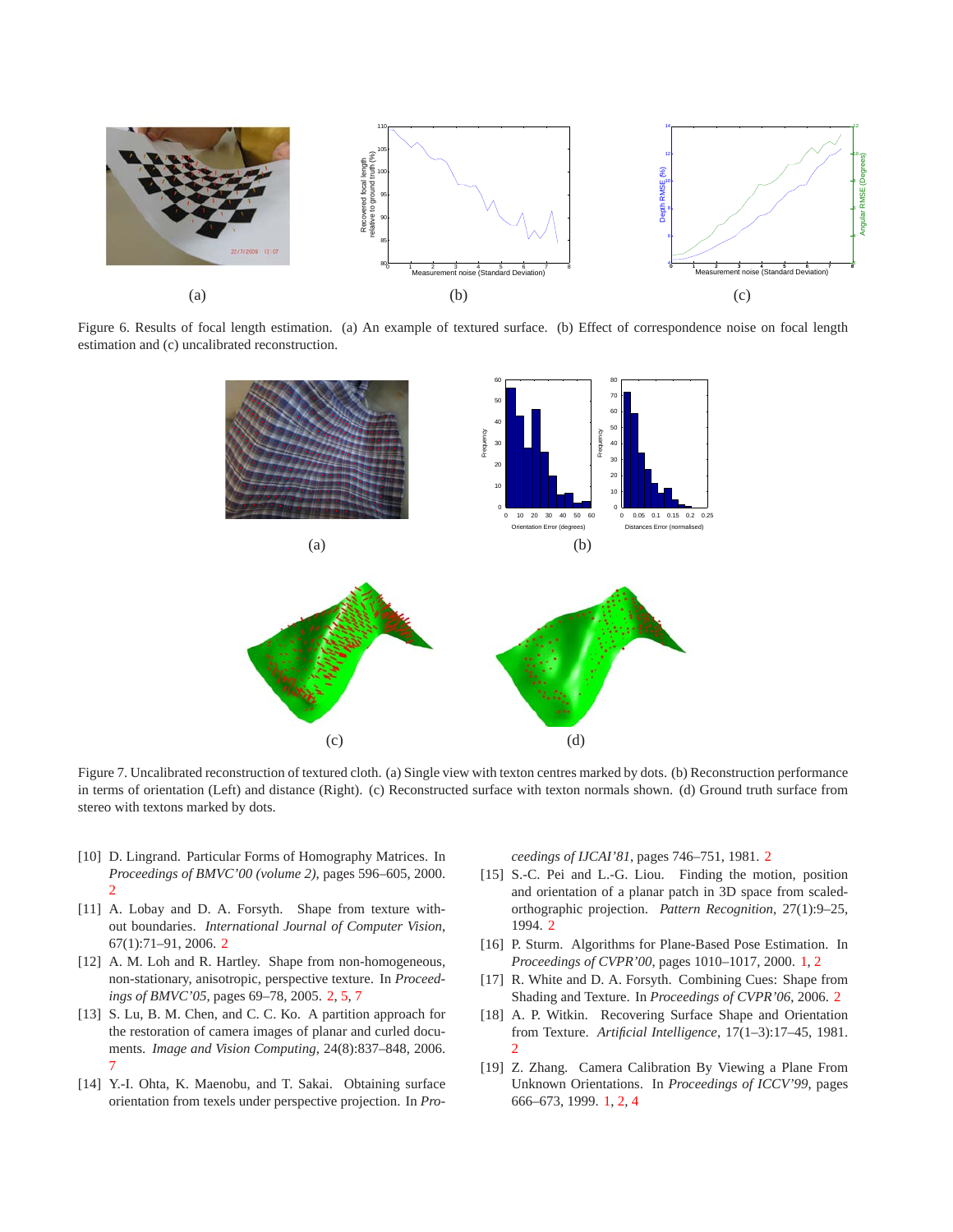(a)

110
105
100
95
90
85
80
Recovered focal length relative to ground truth (%)
0 1 2 3 4 5 6 7 8
Measurement noise (Standard Deviation)

(b)

14
12
10
8
6
4
2
0
Depth RMSE (%)
Angular RMSE (Degrees)
0 1 2 3 4 5 6 7 8
Measurement noise (Standard Deviation)

(c)

Figure 6. Results of focal length estimation. (a) An example of textured surface. (b) Effect of correspondence noise on focal length estimation and (c) uncalibrated reconstruction.

(a)

60
50
40
30
20
10
0
Frequency
0 10 20 30 40 50 60
Orientation Error (degrees)

80
70
60
50
40
30
20
10
0
Frequency
0 0.05 0.1 0.15 0.2 0.25
Distances Error (normalised)

(b)

(c)

(d)

Figure 7. Uncalibrated reconstruction of textured cloth. (a) Single view with texton centres marked by dots. (b) Reconstruction performance in terms of orientation (Left) and distance (Right). (c) Reconstructed surface with texton normals shown. (d) Ground truth surface from stereo with textons marked by dots.

[10] D. Lingrand. Particular Forms of Homography Matrices. In *Proceedings of BMVC'00 (volume 2)*, pages 596–605, 2000. 2

[11] A. Lobay and D. A. Forsyth. Shape from texture without boundaries. *International Journal of Computer Vision*, 67(1):71–91, 2006. 2

[12] A. M. Loh and R. Hartley. Shape from non-homogeneous, non-stationary, anisotropic, perspective texture. In *Proceedings of BMVC'05*, pages 69–78, 2005. 2, 5, 7

[13] S. Lu, B. M. Chen, and C. C. Ko. A partition approach for the restoration of camera images of planar and curled documents. *Image and Vision Computing*, 24(8):837–848, 2006. 7

[14] Y.-I. Ohta, K. Maenobu, and T. Sakai. Obtaining surface orientation from texels under perspective projection. In *Proceedings of IJCAI'81*, pages 746–751, 1981. 2

[15] S.-C. Pei and L.-G. Liou. Finding the motion, position and orientation of a planar patch in 3D space from scaled-orthographic projection. *Pattern Recognition*, 27(1):9–25, 1994. 2

[16] P. Sturm. Algorithms for Plane-Based Pose Estimation. In *Proceedings of CVPR'00*, pages 1010–1017, 2000. 1, 2

[17] R. White and D. A. Forsyth. Combining Cues: Shape from Shading and Texture. In *Proceedings of CVPR'06*, 2006. 2

[18] A. P. Witkin. Recovering Surface Shape and Orientation from Texture. *Artificial Intelligence*, 17(1–3):17–45, 1981. 2

[19] Z. Zhang. Camera Calibration By Viewing a Plane From Unknown Orientations. In *Proceedings of ICCV'99*, pages 666–673, 1999. 1, 2, 4